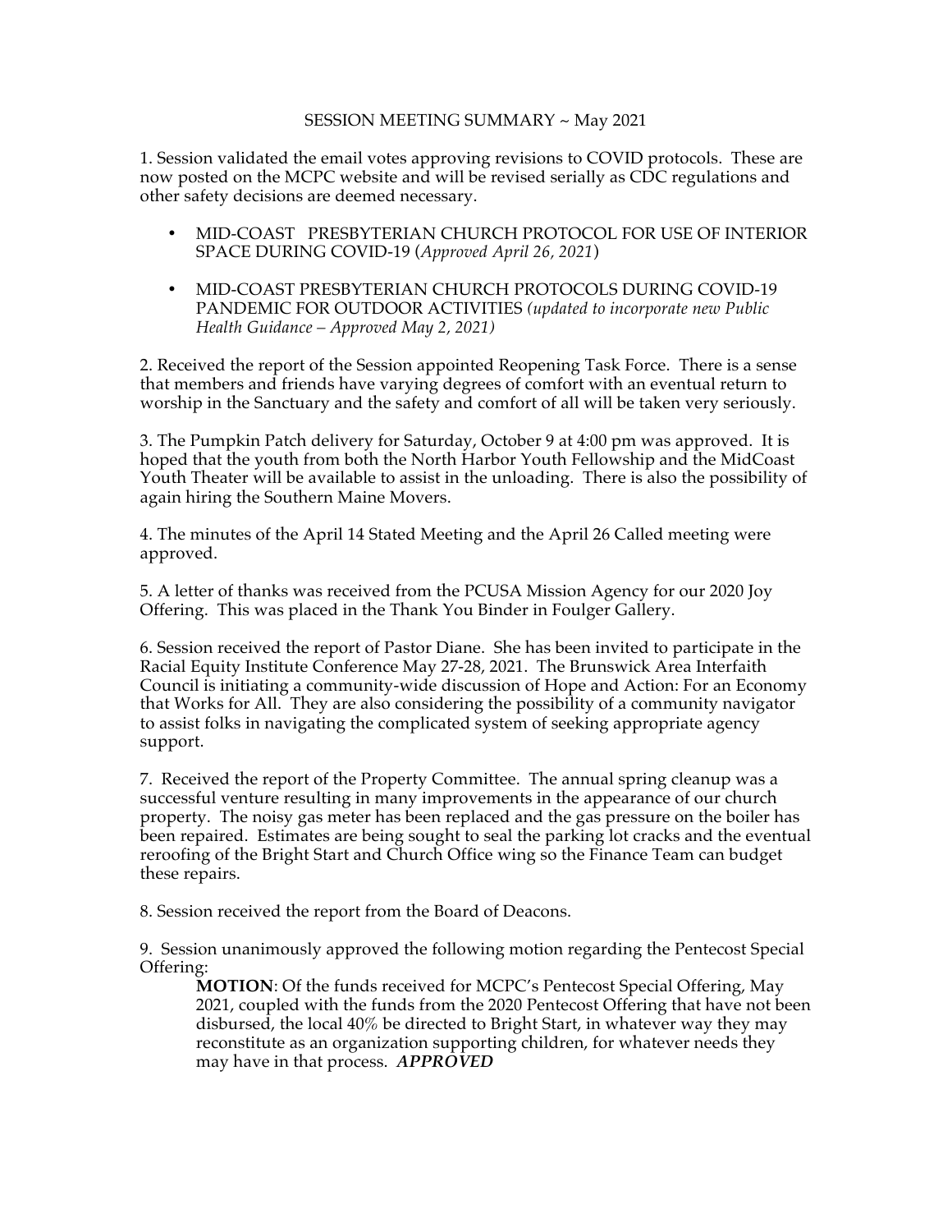# SESSION MEETING SUMMARY ~ May 2021

1. Session validated the email votes approving revisions to COVID protocols. These are now posted on the MCPC website and will be revised serially as CDC regulations and other safety decisions are deemed necessary.

- MID-COAST PRESBYTERIAN CHURCH PROTOCOL FOR USE OF INTERIOR SPACE DURING COVID-19 (*Approved April 26, 2021*)
- MID-COAST PRESBYTERIAN CHURCH PROTOCOLS DURING COVID-19 PANDEMIC FOR OUTDOOR ACTIVITIES *(updated to incorporate new Public Health Guidance – Approved May 2, 2021)*

2. Received the report of the Session appointed Reopening Task Force. There is a sense that members and friends have varying degrees of comfort with an eventual return to worship in the Sanctuary and the safety and comfort of all will be taken very seriously.

3. The Pumpkin Patch delivery for Saturday, October 9 at 4:00 pm was approved. It is hoped that the youth from both the North Harbor Youth Fellowship and the MidCoast Youth Theater will be available to assist in the unloading. There is also the possibility of again hiring the Southern Maine Movers.

4. The minutes of the April 14 Stated Meeting and the April 26 Called meeting were approved.

5. A letter of thanks was received from the PCUSA Mission Agency for our 2020 Joy Offering. This was placed in the Thank You Binder in Foulger Gallery.

6. Session received the report of Pastor Diane. She has been invited to participate in the Racial Equity Institute Conference May 27-28, 2021. The Brunswick Area Interfaith Council is initiating a community-wide discussion of Hope and Action: For an Economy that Works for All. They are also considering the possibility of a community navigator to assist folks in navigating the complicated system of seeking appropriate agency support.

7. Received the report of the Property Committee. The annual spring cleanup was a successful venture resulting in many improvements in the appearance of our church property. The noisy gas meter has been replaced and the gas pressure on the boiler has been repaired. Estimates are being sought to seal the parking lot cracks and the eventual reroofing of the Bright Start and Church Office wing so the Finance Team can budget these repairs.

8. Session received the report from the Board of Deacons.

9. Session unanimously approved the following motion regarding the Pentecost Special Offering:

> **MOTION**: Of the funds received for MCPC's Pentecost Special Offering, May 2021, coupled with the funds from the 2020 Pentecost Offering that have not been disbursed, the local 40% be directed to Bright Start, in whatever way they may reconstitute as an organization supporting children, for whatever needs they may have in that process. ***APPROVED***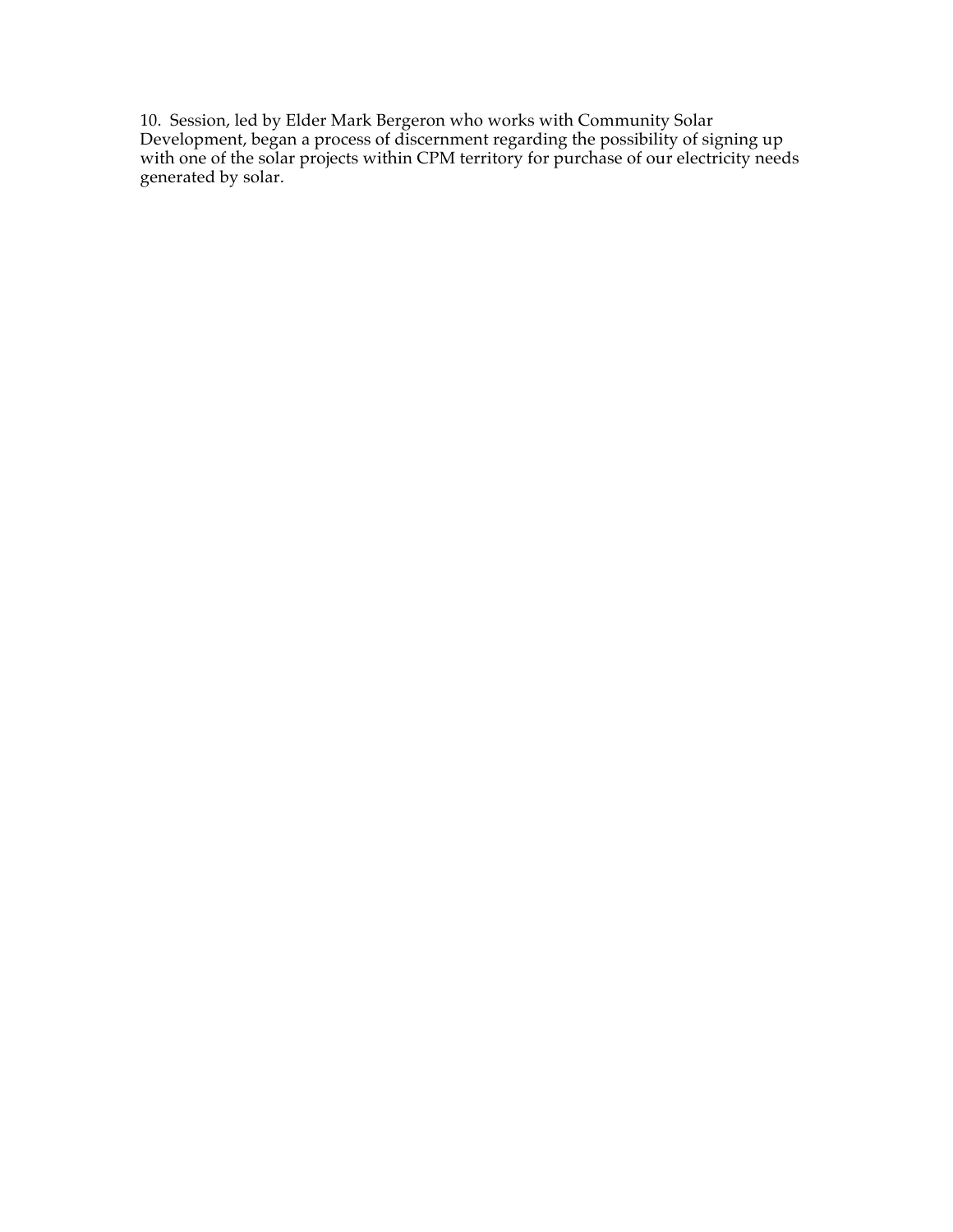10. Session, led by Elder Mark Bergeron who works with Community Solar Development, began a process of discernment regarding the possibility of signing up with one of the solar projects within CPM territory for purchase of our electricity needs generated by solar.